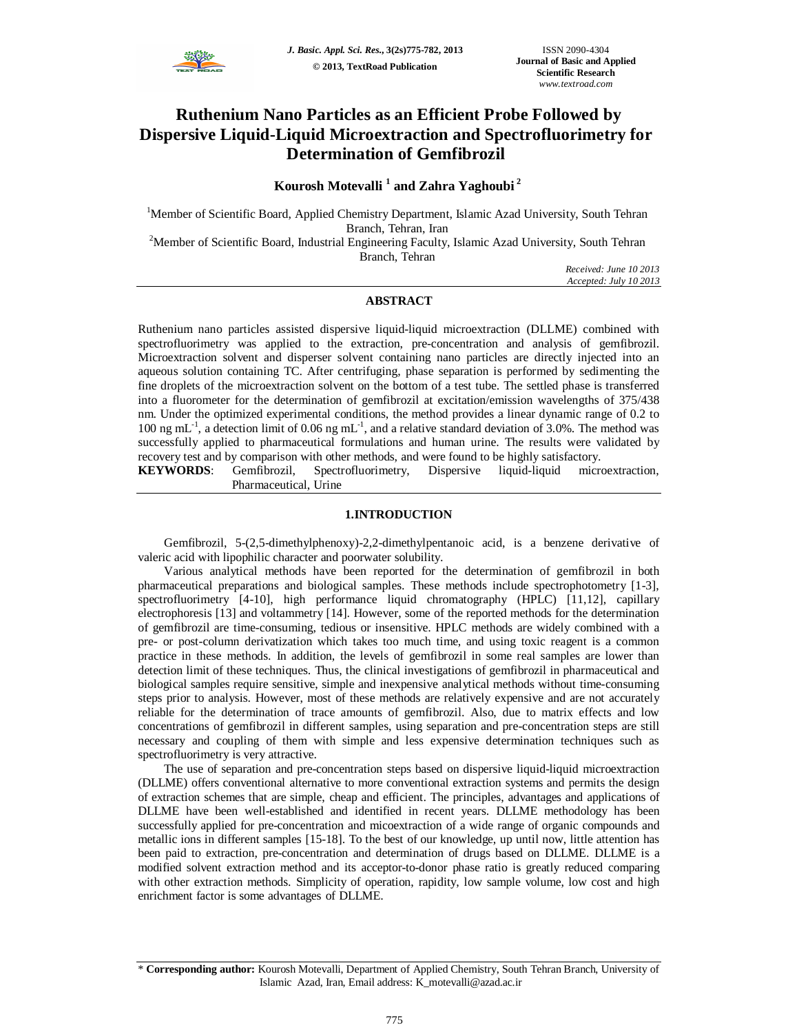# Ruthenium Nano Particles as an Efficient Probe Followed by Dispersive Liquid-Liquid Microextraction and Spectrofluorimetry for Determination of Gemfibrozil

**Kourosh Motevalli [1] and Zahra Yaghoubi [2]**

[1]Member of Scientific Board, Applied Chemistry Department, Islamic Azad University, South Tehran Branch, Tehran, Iran

[2]Member of Scientific Board, Industrial Engineering Faculty, Islamic Azad University, South Tehran Branch, Tehran

*Received: June 10 2013*
*Accepted: July 10 2013*

## ABSTRACT

Ruthenium nano particles assisted dispersive liquid-liquid microextraction (DLLME) combined with spectrofluorimetry was applied to the extraction, pre-concentration and analysis of gemfibrozil. Microextraction solvent and disperser solvent containing nano particles are directly injected into an aqueous solution containing TC. After centrifuging, phase separation is performed by sedimenting the fine droplets of the microextraction solvent on the bottom of a test tube. The settled phase is transferred into a fluorometer for the determination of gemfibrozil at excitation/emission wavelengths of 375/438 nm. Under the optimized experimental conditions, the method provides a linear dynamic range of 0.2 to 100 ng $mL^{-1}$, a detection limit of 0.06 ng $mL^{-1}$, and a relative standard deviation of 3.0%. The method was successfully applied to pharmaceutical formulations and human urine. The results were validated by recovery test and by comparison with other methods, and were found to be highly satisfactory.

**KEYWORDS**: Gemfibrozil, Spectrofluorimetry, Dispersive liquid-liquid microextraction, Pharmaceutical, Urine

## 1.INTRODUCTION

Gemfibrozil, 5-(2,5-dimethylphenoxy)-2,2-dimethylpentanoic acid, is a benzene derivative of valeric acid with lipophilic character and poorwater solubility.

Various analytical methods have been reported for the determination of gemfibrozil in both pharmaceutical preparations and biological samples. These methods include spectrophotometry [1-3], spectrofluorimetry [4-10], high performance liquid chromatography (HPLC) [11,12], capillary electrophoresis [13] and voltammetry [14]. However, some of the reported methods for the determination of gemfibrozil are time-consuming, tedious or insensitive. HPLC methods are widely combined with a pre- or post-column derivatization which takes too much time, and using toxic reagent is a common practice in these methods. In addition, the levels of gemfibrozil in some real samples are lower than detection limit of these techniques. Thus, the clinical investigations of gemfibrozil in pharmaceutical and biological samples require sensitive, simple and inexpensive analytical methods without time-consuming steps prior to analysis. However, most of these methods are relatively expensive and are not accurately reliable for the determination of trace amounts of gemfibrozil. Also, due to matrix effects and low concentrations of gemfibrozil in different samples, using separation and pre-concentration steps are still necessary and coupling of them with simple and less expensive determination techniques such as spectrofluorimetry is very attractive.

The use of separation and pre-concentration steps based on dispersive liquid-liquid microextraction (DLLME) offers conventional alternative to more conventional extraction systems and permits the design of extraction schemes that are simple, cheap and efficient. The principles, advantages and applications of DLLME have been well-established and identified in recent years. DLLME methodology has been successfully applied for pre-concentration and micoextraction of a wide range of organic compounds and metallic ions in different samples [15-18]. To the best of our knowledge, up until now, little attention has been paid to extraction, pre-concentration and determination of drugs based on DLLME. DLLME is a modified solvent extraction method and its acceptor-to-donor phase ratio is greatly reduced comparing with other extraction methods. Simplicity of operation, rapidity, low sample volume, low cost and high enrichment factor is some advantages of DLLME.

\* **Corresponding author:** Kourosh Motevalli, Department of Applied Chemistry, South Tehran Branch, University of Islamic Azad, Iran, Email address: K_motevalli@azad.ac.ir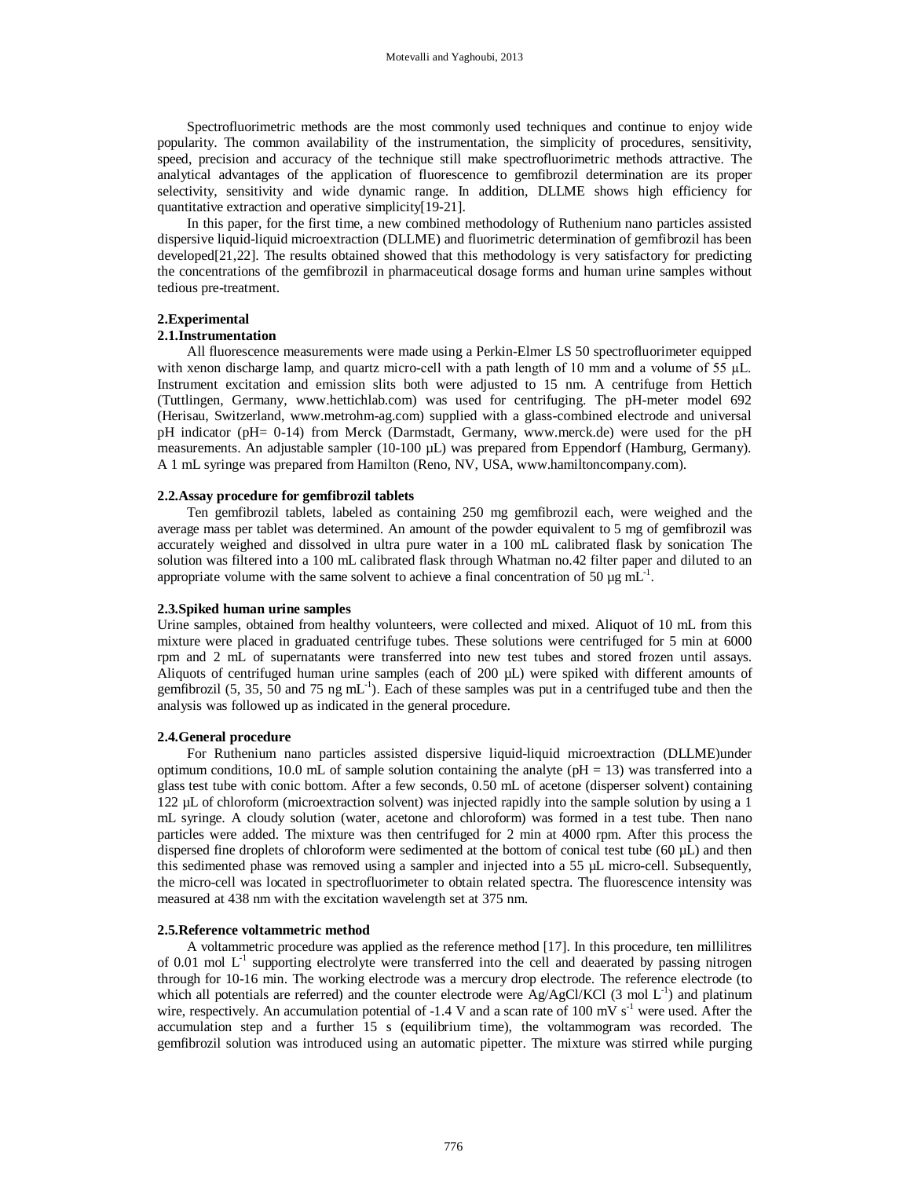Spectrofluorimetric methods are the most commonly used techniques and continue to enjoy wide popularity. The common availability of the instrumentation, the simplicity of procedures, sensitivity, speed, precision and accuracy of the technique still make spectrofluorimetric methods attractive. The analytical advantages of the application of fluorescence to gemfibrozil determination are its proper selectivity, sensitivity and wide dynamic range. In addition, DLLME shows high efficiency for quantitative extraction and operative simplicity[19-21].

In this paper, for the first time, a new combined methodology of Ruthenium nano particles assisted dispersive liquid-liquid microextraction (DLLME) and fluorimetric determination of gemfibrozil has been developed[21,22]. The results obtained showed that this methodology is very satisfactory for predicting the concentrations of the gemfibrozil in pharmaceutical dosage forms and human urine samples without tedious pre-treatment.

## 2.Experimental

### 2.1.Instrumentation

All fluorescence measurements were made using a Perkin-Elmer LS 50 spectrofluorimeter equipped with xenon discharge lamp, and quartz micro-cell with a path length of 10 mm and a volume of 55 µL. Instrument excitation and emission slits both were adjusted to 15 nm. A centrifuge from Hettich (Tuttlingen, Germany, www.hettichlab.com) was used for centrifuging. The pH-meter model 692 (Herisau, Switzerland, www.metrohm-ag.com) supplied with a glass-combined electrode and universal pH indicator (pH= 0-14) from Merck (Darmstadt, Germany, www.merck.de) were used for the pH measurements. An adjustable sampler (10-100 µL) was prepared from Eppendorf (Hamburg, Germany). A 1 mL syringe was prepared from Hamilton (Reno, NV, USA, www.hamiltoncompany.com).

### 2.2.Assay procedure for gemfibrozil tablets

Ten gemfibrozil tablets, labeled as containing 250 mg gemfibrozil each, were weighed and the average mass per tablet was determined. An amount of the powder equivalent to 5 mg of gemfibrozil was accurately weighed and dissolved in ultra pure water in a 100 mL calibrated flask by sonication The solution was filtered into a 100 mL calibrated flask through Whatman no.42 filter paper and diluted to an appropriate volume with the same solvent to achieve a final concentration of 50 µg $mL^{-1}$.

### 2.3.Spiked human urine samples

Urine samples, obtained from healthy volunteers, were collected and mixed. Aliquot of 10 mL from this mixture were placed in graduated centrifuge tubes. These solutions were centrifuged for 5 min at 6000 rpm and 2 mL of supernatants were transferred into new test tubes and stored frozen until assays. Aliquots of centrifuged human urine samples (each of 200 µL) were spiked with different amounts of gemfibrozil (5, 35, 50 and 75 ng $mL^{-1}$). Each of these samples was put in a centrifuged tube and then the analysis was followed up as indicated in the general procedure.

### 2.4.General procedure

For Ruthenium nano particles assisted dispersive liquid-liquid microextraction (DLLME)under optimum conditions, 10.0 mL of sample solution containing the analyte (pH = 13) was transferred into a glass test tube with conic bottom. After a few seconds, 0.50 mL of acetone (disperser solvent) containing 122 µL of chloroform (microextraction solvent) was injected rapidly into the sample solution by using a 1 mL syringe. A cloudy solution (water, acetone and chloroform) was formed in a test tube. Then nano particles were added. The mixture was then centrifuged for 2 min at 4000 rpm. After this process the dispersed fine droplets of chloroform were sedimented at the bottom of conical test tube (60 µL) and then this sedimented phase was removed using a sampler and injected into a 55 µL micro-cell. Subsequently, the micro-cell was located in spectrofluorimeter to obtain related spectra. The fluorescence intensity was measured at 438 nm with the excitation wavelength set at 375 nm.

### 2.5.Reference voltammetric method

A voltammetric procedure was applied as the reference method [17]. In this procedure, ten millilitres of 0.01 mol $L^{-1}$ supporting electrolyte were transferred into the cell and deaerated by passing nitrogen through for 10-16 min. The working electrode was a mercury drop electrode. The reference electrode (to which all potentials are referred) and the counter electrode were Ag/AgCl/KCl (3 mol $L^{-1}$) and platinum wire, respectively. An accumulation potential of -1.4 V and a scan rate of 100 mV $s^{-1}$ were used. After the accumulation step and a further 15 s (equilibrium time), the voltammogram was recorded. The gemfibrozil solution was introduced using an automatic pipetter. The mixture was stirred while purging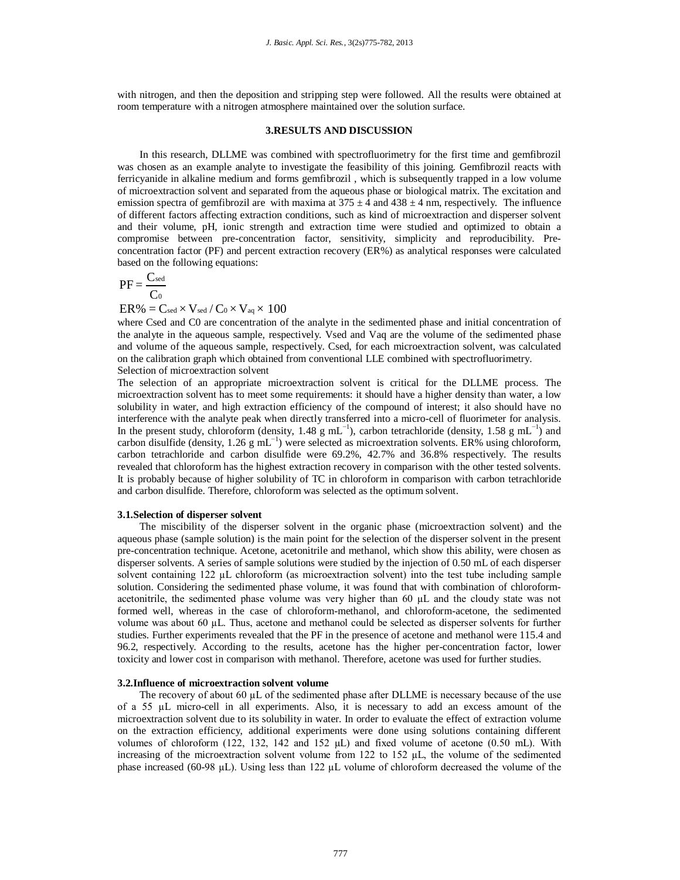with nitrogen, and then the deposition and stripping step were followed. All the results were obtained at room temperature with a nitrogen atmosphere maintained over the solution surface.

## 3.RESULTS AND DISCUSSION

In this research, DLLME was combined with spectrofluorimetry for the first time and gemfibrozil was chosen as an example analyte to investigate the feasibility of this joining. Gemfibrozil reacts with ferricyanide in alkaline medium and forms gemfibrozil , which is subsequently trapped in a low volume of microextraction solvent and separated from the aqueous phase or biological matrix. The excitation and emission spectra of gemfibrozil are with maxima at $375 \pm 4$ and $438 \pm 4$ nm, respectively. The influence of different factors affecting extraction conditions, such as kind of microextraction and disperser solvent and their volume, pH, ionic strength and extraction time were studied and optimized to obtain a compromise between pre-concentration factor, sensitivity, simplicity and reproducibility. Pre-concentration factor (PF) and percent extraction recovery (ER%) as analytical responses were calculated based on the following equations:

$$PF = \frac{C_{sed}}{C_0}$$

$$ER\% = C_{sed} \times V_{sed} / C_0 \times V_{aq} \times 100$$

where Csed and C0 are concentration of the analyte in the sedimented phase and initial concentration of the analyte in the aqueous sample, respectively. Vsed and Vaq are the volume of the sedimented phase and volume of the aqueous sample, respectively. Csed, for each microextraction solvent, was calculated on the calibration graph which obtained from conventional LLE combined with spectrofluorimetry.

Selection of microextraction solvent

The selection of an appropriate microextraction solvent is critical for the DLLME process. The microextraction solvent has to meet some requirements: it should have a higher density than water, a low solubility in water, and high extraction efficiency of the compound of interest; it also should have no interference with the analyte peak when directly transferred into a micro-cell of fluorimeter for analysis. In the present study, chloroform (density, 1.48 g $mL^{-1}$), carbon tetrachloride (density, 1.58 g $mL^{-1}$) and carbon disulfide (density, 1.26 g $mL^{-1}$) were selected as microextration solvents. ER% using chloroform, carbon tetrachloride and carbon disulfide were 69.2%, 42.7% and 36.8% respectively. The results revealed that chloroform has the highest extraction recovery in comparison with the other tested solvents. It is probably because of higher solubility of TC in chloroform in comparison with carbon tetrachloride and carbon disulfide. Therefore, chloroform was selected as the optimum solvent.

### 3.1.Selection of disperser solvent

The miscibility of the disperser solvent in the organic phase (microextraction solvent) and the aqueous phase (sample solution) is the main point for the selection of the disperser solvent in the present pre-concentration technique. Acetone, acetonitrile and methanol, which show this ability, were chosen as disperser solvents. A series of sample solutions were studied by the injection of 0.50 mL of each disperser solvent containing 122 µL chloroform (as microextraction solvent) into the test tube including sample solution. Considering the sedimented phase volume, it was found that with combination of chloroform-acetonitrile, the sedimented phase volume was very higher than 60 µL and the cloudy state was not formed well, whereas in the case of chloroform-methanol, and chloroform-acetone, the sedimented volume was about 60 µL. Thus, acetone and methanol could be selected as disperser solvents for further studies. Further experiments revealed that the PF in the presence of acetone and methanol were 115.4 and 96.2, respectively. According to the results, acetone has the higher per-concentration factor, lower toxicity and lower cost in comparison with methanol. Therefore, acetone was used for further studies.

### 3.2.Influence of microextraction solvent volume

The recovery of about 60 µL of the sedimented phase after DLLME is necessary because of the use of a 55 µL micro-cell in all experiments. Also, it is necessary to add an excess amount of the microextraction solvent due to its solubility in water. In order to evaluate the effect of extraction volume on the extraction efficiency, additional experiments were done using solutions containing different volumes of chloroform (122, 132, 142 and 152 µL) and fixed volume of acetone (0.50 mL). With increasing of the microextraction solvent volume from 122 to 152 µL, the volume of the sedimented phase increased (60-98 µL). Using less than 122 µL volume of chloroform decreased the volume of the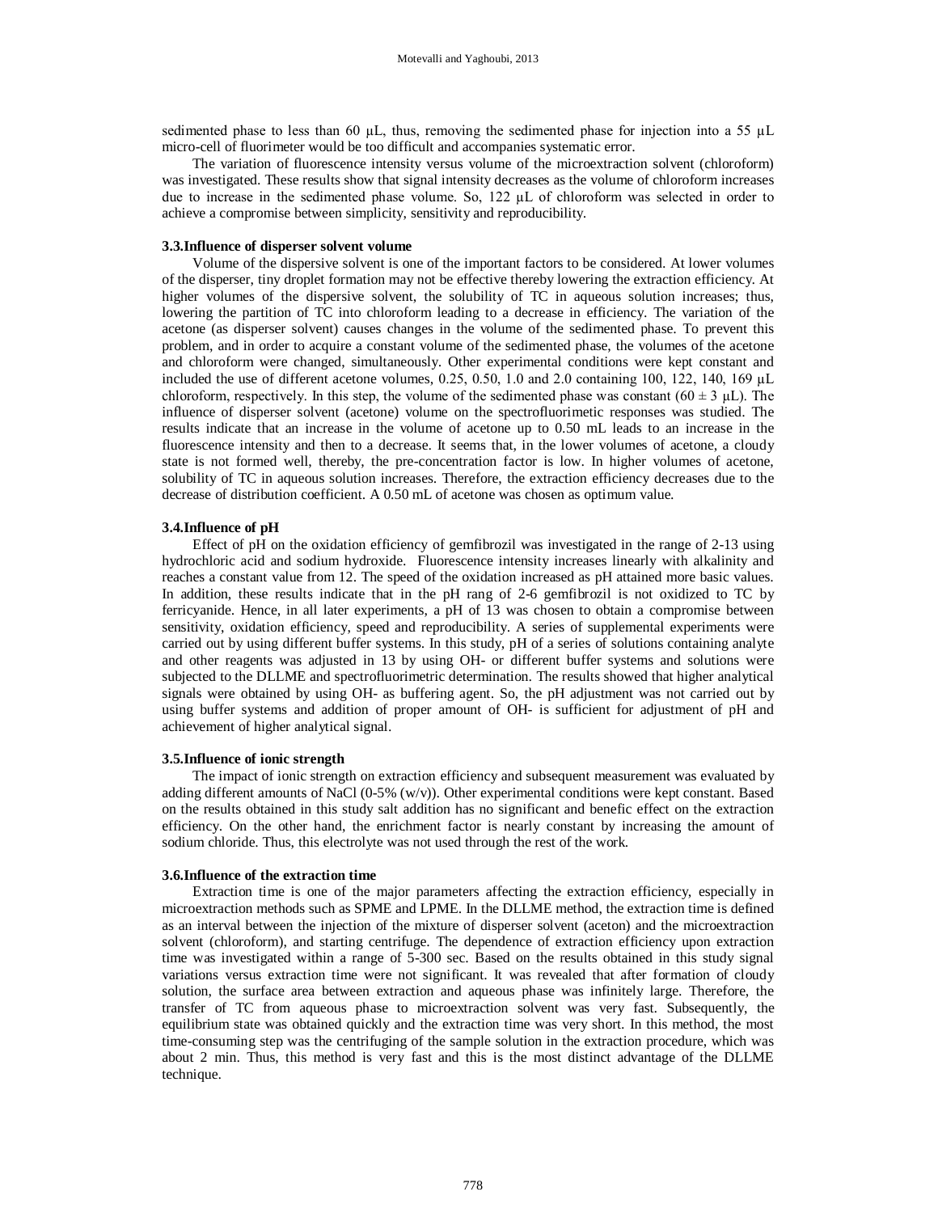sedimented phase to less than 60 µL, thus, removing the sedimented phase for injection into a 55 µL micro-cell of fluorimeter would be too difficult and accompanies systematic error.

The variation of fluorescence intensity versus volume of the microextraction solvent (chloroform) was investigated. These results show that signal intensity decreases as the volume of chloroform increases due to increase in the sedimented phase volume. So, 122 µL of chloroform was selected in order to achieve a compromise between simplicity, sensitivity and reproducibility.

### 3.3.Influence of disperser solvent volume

Volume of the dispersive solvent is one of the important factors to be considered. At lower volumes of the disperser, tiny droplet formation may not be effective thereby lowering the extraction efficiency. At higher volumes of the dispersive solvent, the solubility of TC in aqueous solution increases; thus, lowering the partition of TC into chloroform leading to a decrease in efficiency. The variation of the acetone (as disperser solvent) causes changes in the volume of the sedimented phase. To prevent this problem, and in order to acquire a constant volume of the sedimented phase, the volumes of the acetone and chloroform were changed, simultaneously. Other experimental conditions were kept constant and included the use of different acetone volumes, 0.25, 0.50, 1.0 and 2.0 containing 100, 122, 140, 169 µL chloroform, respectively. In this step, the volume of the sedimented phase was constant ($60 \pm 3$ µL). The influence of disperser solvent (acetone) volume on the spectrofluorimetric responses was studied. The results indicate that an increase in the volume of acetone up to 0.50 mL leads to an increase in the fluorescence intensity and then to a decrease. It seems that, in the lower volumes of acetone, a cloudy state is not formed well, thereby, the pre-concentration factor is low. In higher volumes of acetone, solubility of TC in aqueous solution increases. Therefore, the extraction efficiency decreases due to the decrease of distribution coefficient. A 0.50 mL of acetone was chosen as optimum value.

### 3.4.Influence of pH

Effect of pH on the oxidation efficiency of gemfibrozil was investigated in the range of 2-13 using hydrochloric acid and sodium hydroxide. Fluorescence intensity increases linearly with alkalinity and reaches a constant value from 12. The speed of the oxidation increased as pH attained more basic values. In addition, these results indicate that in the pH rang of 2-6 gemfibrozil is not oxidized to TC by ferricyanide. Hence, in all later experiments, a pH of 13 was chosen to obtain a compromise between sensitivity, oxidation efficiency, speed and reproducibility. A series of supplemental experiments were carried out by using different buffer systems. In this study, pH of a series of solutions containing analyte and other reagents was adjusted in 13 by using $OH^-$ or different buffer systems and solutions were subjected to the DLLME and spectrofluorimetric determination. The results showed that higher analytical signals were obtained by using $OH^-$ as buffering agent. So, the pH adjustment was not carried out by using buffer systems and addition of proper amount of $OH^-$ is sufficient for adjustment of pH and achievement of higher analytical signal.

### 3.5.Influence of ionic strength

The impact of ionic strength on extraction efficiency and subsequent measurement was evaluated by adding different amounts of NaCl (0-5% (w/v)). Other experimental conditions were kept constant. Based on the results obtained in this study salt addition has no significant and benefic effect on the extraction efficiency. On the other hand, the enrichment factor is nearly constant by increasing the amount of sodium chloride. Thus, this electrolyte was not used through the rest of the work.

### 3.6.Influence of the extraction time

Extraction time is one of the major parameters affecting the extraction efficiency, especially in microextraction methods such as SPME and LPME. In the DLLME method, the extraction time is defined as an interval between the injection of the mixture of disperser solvent (aceton) and the microextraction solvent (chloroform), and starting centrifuge. The dependence of extraction efficiency upon extraction time was investigated within a range of 5-300 sec. Based on the results obtained in this study signal variations versus extraction time were not significant. It was revealed that after formation of cloudy solution, the surface area between extraction and aqueous phase was infinitely large. Therefore, the transfer of TC from aqueous phase to microextraction solvent was very fast. Subsequently, the equilibrium state was obtained quickly and the extraction time was very short. In this method, the most time-consuming step was the centrifuging of the sample solution in the extraction procedure, which was about 2 min. Thus, this method is very fast and this is the most distinct advantage of the DLLME technique.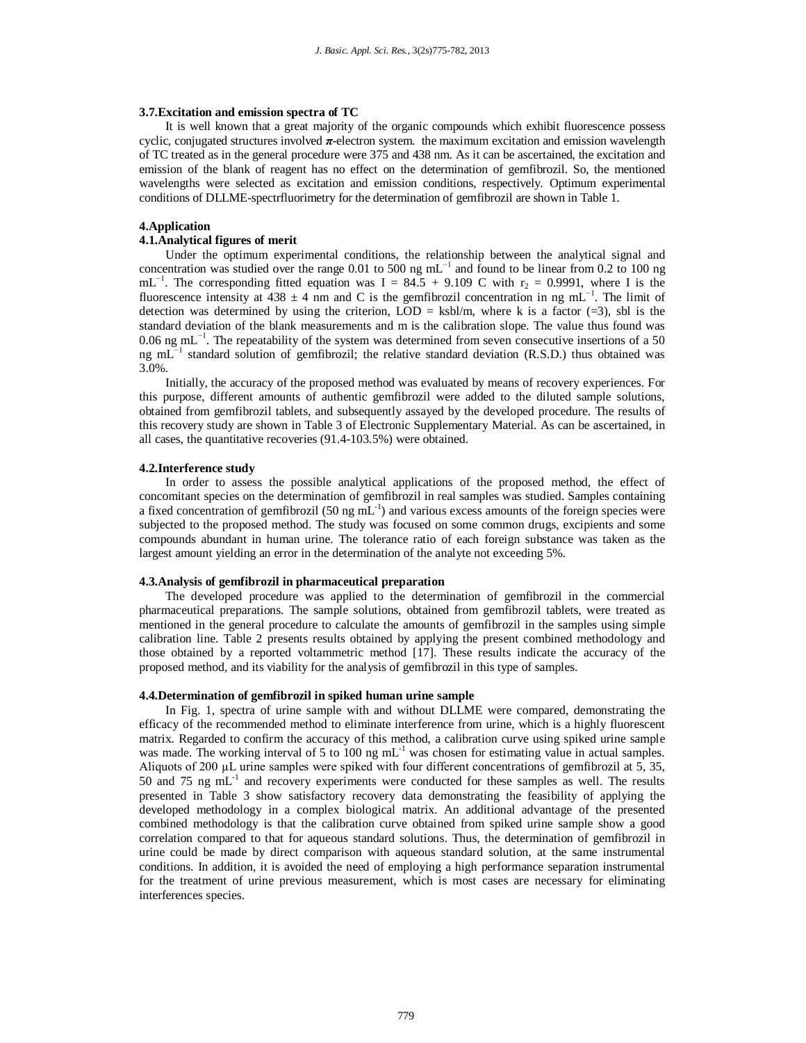### 3.7.Excitation and emission spectra of TC

It is well known that a great majority of the organic compounds which exhibit fluorescence possess cyclic, conjugated structures involved $\pi$-electron system. the maximum excitation and emission wavelength of TC treated as in the general procedure were 375 and 438 nm. As it can be ascertained, the excitation and emission of the blank of reagent has no effect on the determination of gemfibrozil. So, the mentioned wavelengths were selected as excitation and emission conditions, respectively. Optimum experimental conditions of DLLME-spectrfluorimetry for the determination of gemfibrozil are shown in Table 1.

## 4.Application

### 4.1.Analytical figures of merit

Under the optimum experimental conditions, the relationship between the analytical signal and concentration was studied over the range 0.01 to 500 ng $mL^{-1}$ and found to be linear from 0.2 to 100 ng $mL^{-1}$. The corresponding fitted equation was I = 84.5 + 9.109 C with $r_2$ = 0.9991, where I is the fluorescence intensity at 438 ± 4 nm and C is the gemfibrozil concentration in ng $mL^{-1}$. The limit of detection was determined by using the criterion, LOD = ksbl/m, where k is a factor (=3), sbl is the standard deviation of the blank measurements and m is the calibration slope. The value thus found was 0.06 ng $mL^{-1}$. The repeatability of the system was determined from seven consecutive insertions of a 50 ng $mL^{-1}$ standard solution of gemfibrozil; the relative standard deviation (R.S.D.) thus obtained was 3.0%.

Initially, the accuracy of the proposed method was evaluated by means of recovery experiences. For this purpose, different amounts of authentic gemfibrozil were added to the diluted sample solutions, obtained from gemfibrozil tablets, and subsequently assayed by the developed procedure. The results of this recovery study are shown in Table 3 of Electronic Supplementary Material. As can be ascertained, in all cases, the quantitative recoveries (91.4-103.5%) were obtained.

### 4.2.Interference study

In order to assess the possible analytical applications of the proposed method, the effect of concomitant species on the determination of gemfibrozil in real samples was studied. Samples containing a fixed concentration of gemfibrozil (50 ng $mL^{-1}$) and various excess amounts of the foreign species were subjected to the proposed method. The study was focused on some common drugs, excipients and some compounds abundant in human urine. The tolerance ratio of each foreign substance was taken as the largest amount yielding an error in the determination of the analyte not exceeding 5%.

### 4.3.Analysis of gemfibrozil in pharmaceutical preparation

The developed procedure was applied to the determination of gemfibrozil in the commercial pharmaceutical preparations. The sample solutions, obtained from gemfibrozil tablets, were treated as mentioned in the general procedure to calculate the amounts of gemfibrozil in the samples using simple calibration line. Table 2 presents results obtained by applying the present combined methodology and those obtained by a reported voltammetric method [17]. These results indicate the accuracy of the proposed method, and its viability for the analysis of gemfibrozil in this type of samples.

### 4.4.Determination of gemfibrozil in spiked human urine sample

In Fig. 1, spectra of urine sample with and without DLLME were compared, demonstrating the efficacy of the recommended method to eliminate interference from urine, which is a highly fluorescent matrix. Regarded to confirm the accuracy of this method, a calibration curve using spiked urine sample was made. The working interval of 5 to 100 ng $mL^{-1}$ was chosen for estimating value in actual samples. Aliquots of 200 μL urine samples were spiked with four different concentrations of gemfibrozil at 5, 35, 50 and 75 ng $mL^{-1}$ and recovery experiments were conducted for these samples as well. The results presented in Table 3 show satisfactory recovery data demonstrating the feasibility of applying the developed methodology in a complex biological matrix. An additional advantage of the presented combined methodology is that the calibration curve obtained from spiked urine sample show a good correlation compared to that for aqueous standard solutions. Thus, the determination of gemfibrozil in urine could be made by direct comparison with aqueous standard solution, at the same instrumental conditions. In addition, it is avoided the need of employing a high performance separation instrumental for the treatment of urine previous measurement, which is most cases are necessary for eliminating interferences species.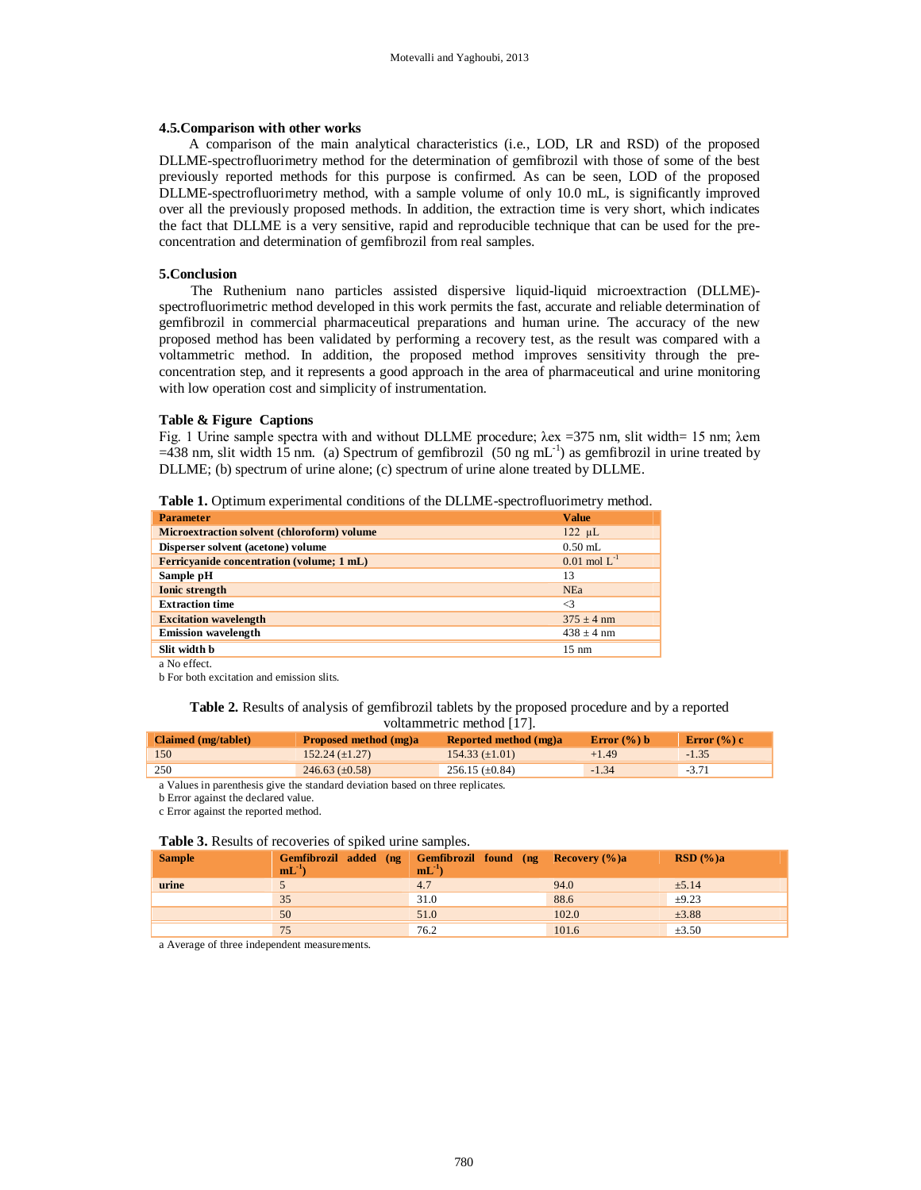### 4.5.Comparison with other works

A comparison of the main analytical characteristics (i.e., LOD, LR and RSD) of the proposed DLLME-spectrofluorimetry method for the determination of gemfibrozil with those of some of the best previously reported methods for this purpose is confirmed. As can be seen, LOD of the proposed DLLME-spectrofluorimetry method, with a sample volume of only 10.0 mL, is significantly improved over all the previously proposed methods. In addition, the extraction time is very short, which indicates the fact that DLLME is a very sensitive, rapid and reproducible technique that can be used for the pre-concentration and determination of gemfibrozil from real samples.

## 5.Conclusion

The Ruthenium nano particles assisted dispersive liquid-liquid microextraction (DLLME)-spectrofluorimetric method developed in this work permits the fast, accurate and reliable determination of gemfibrozil in commercial pharmaceutical preparations and human urine. The accuracy of the new proposed method has been validated by performing a recovery test, as the result was compared with a voltammetric method. In addition, the proposed method improves sensitivity through the pre-concentration step, and it represents a good approach in the area of pharmaceutical and urine monitoring with low operation cost and simplicity of instrumentation.

### Table & Figure Captions

Fig. 1 Urine sample spectra with and without DLLME procedure; λex =375 nm, slit width= 15 nm; λem =438 nm, slit width 15 nm. (a) Spectrum of gemfibrozil (50 ng $mL^{-1}$) as gemfibrozil in urine treated by DLLME; (b) spectrum of urine alone; (c) spectrum of urine alone treated by DLLME.

**Table 1.** Optimum experimental conditions of the DLLME-spectrofluorimetry method.

| Parameter | Value |
|---|---|
| **Microextraction solvent (chloroform) volume** | 122 µL |
| **Disperser solvent (acetone) volume** | 0.50 mL |
| **Ferricyanide concentration (volume; 1 mL)** | 0.01 mol $L^{-1}$ |
| **Sample pH** | 13 |
| **Ionic strength** | NEa |
| **Extraction time** | <3 |
| **Excitation wavelength** | 375 ± 4 nm |
| **Emission wavelength** | 438 ± 4 nm |
| **Slit width b** | 15 nm |

a No effect.
b For both excitation and emission slits.

**Table 2.** Results of analysis of gemfibrozil tablets by the proposed procedure and by a reported voltammetric method [17].

| Claimed (mg/tablet) | Proposed method (mg)a | Reported method (mg)a | Error (%) b | Error (%) c |
|---|---|---|---|---|
| 150 | 152.24 (±1.27) | 154.33 (±1.01) | +1.49 | -1.35 |
| 250 | 246.63 (±0.58) | 256.15 (±0.84) | -1.34 | -3.71 |

a Values in parenthesis give the standard deviation based on three replicates.
b Error against the declared value.
c Error against the reported method.

**Table 3.** Results of recoveries of spiked urine samples.

| Sample | Gemfibrozil added (ng $mL^{-1}$) | Gemfibrozil found (ng $mL^{-1}$) | Recovery (%)a | RSD (%)a |
|---|---|---|---|---|
| **urine** | 5 | 4.7 | 94.0 | ±5.14 |
| | 35 | 31.0 | 88.6 | ±9.23 |
| | 50 | 51.0 | 102.0 | ±3.88 |
| | 75 | 76.2 | 101.6 | ±3.50 |

a Average of three independent measurements.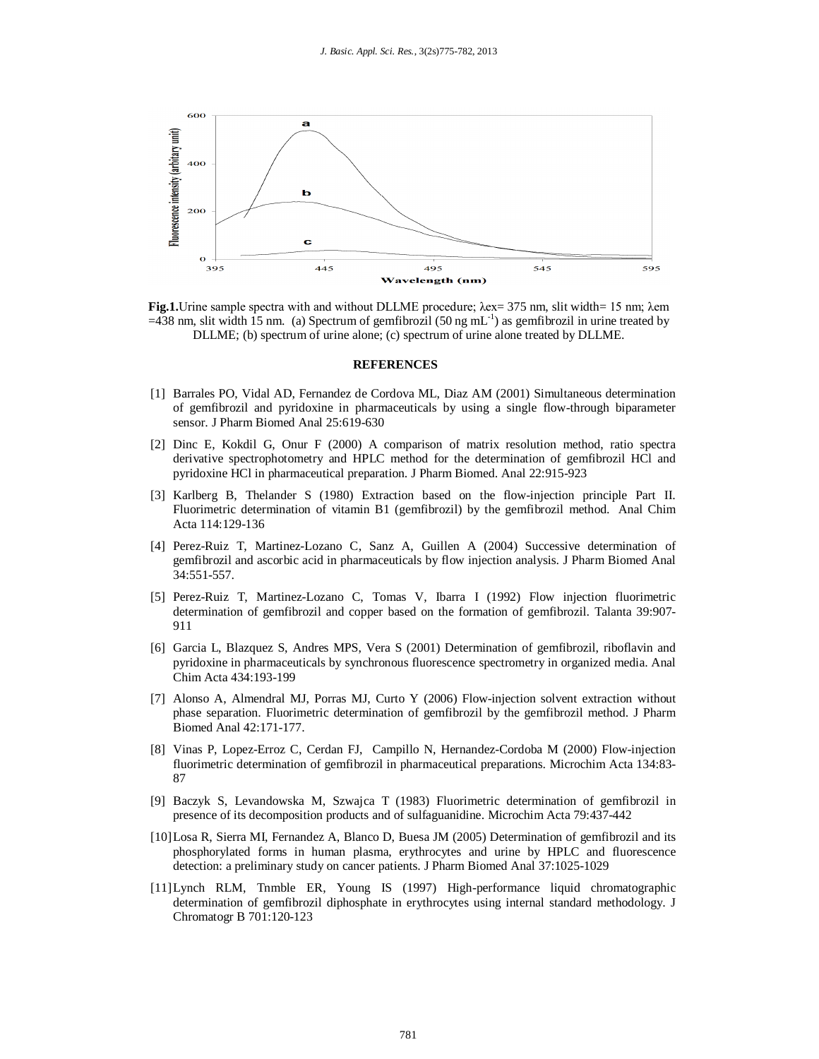**Fig.1.**Urine sample spectra with and without DLLME procedure; λex= 375 nm, slit width= 15 nm; λem =438 nm, slit width 15 nm. (a) Spectrum of gemfibrozil (50 ng $mL^{-1}$) as gemfibrozil in urine treated by DLLME; (b) spectrum of urine alone; (c) spectrum of urine alone treated by DLLME.

**REFERENCES**

[1] Barrales PO, Vidal AD, Fernandez de Cordova ML, Diaz AM (2001) Simultaneous determination of gemfibrozil and pyridoxine in pharmaceuticals by using a single flow-through biparameter sensor. J Pharm Biomed Anal 25:619-630

[2] Dinc E, Kokdil G, Onur F (2000) A comparison of matrix resolution method, ratio spectra derivative spectrophotometry and HPLC method for the determination of gemfibrozil HCl and pyridoxine HCl in pharmaceutical preparation. J Pharm Biomed. Anal 22:915-923

[3] Karlberg B, Thelander S (1980) Extraction based on the flow-injection principle Part II. Fluorimetric determination of vitamin B1 (gemfibrozil) by the gemfibrozil method. Anal Chim Acta 114:129-136

[4] Perez-Ruiz T, Martinez-Lozano C, Sanz A, Guillen A (2004) Successive determination of gemfibrozil and ascorbic acid in pharmaceuticals by flow injection analysis. J Pharm Biomed Anal 34:551-557.

[5] Perez-Ruiz T, Martinez-Lozano C, Tomas V, Ibarra I (1992) Flow injection fluorimetric determination of gemfibrozil and copper based on the formation of gemfibrozil. Talanta 39:907-911

[6] Garcia L, Blazquez S, Andres MPS, Vera S (2001) Determination of gemfibrozil, riboflavin and pyridoxine in pharmaceuticals by synchronous fluorescence spectrometry in organized media. Anal Chim Acta 434:193-199

[7] Alonso A, Almendral MJ, Porras MJ, Curto Y (2006) Flow-injection solvent extraction without phase separation. Fluorimetric determination of gemfibrozil by the gemfibrozil method. J Pharm Biomed Anal 42:171-177.

[8] Vinas P, Lopez-Erroz C, Cerdan FJ, Campillo N, Hernandez-Cordoba M (2000) Flow-injection fluorimetric determination of gemfibrozil in pharmaceutical preparations. Microchim Acta 134:83-87

[9] Baczyk S, Levandowska M, Szwajca T (1983) Fluorimetric determination of gemfibrozil in presence of its decomposition products and of sulfaguanidine. Microchim Acta 79:437-442

[10] Losa R, Sierra MI, Fernandez A, Blanco D, Buesa JM (2005) Determination of gemfibrozil and its phosphorylated forms in human plasma, erythrocytes and urine by HPLC and fluorescence detection: a preliminary study on cancer patients. J Pharm Biomed Anal 37:1025-1029

[11] Lynch RLM, Tnmble ER, Young IS (1997) High-performance liquid chromatographic determination of gemfibrozil diphosphate in erythrocytes using internal standard methodology. J Chromatogr B 701:120-123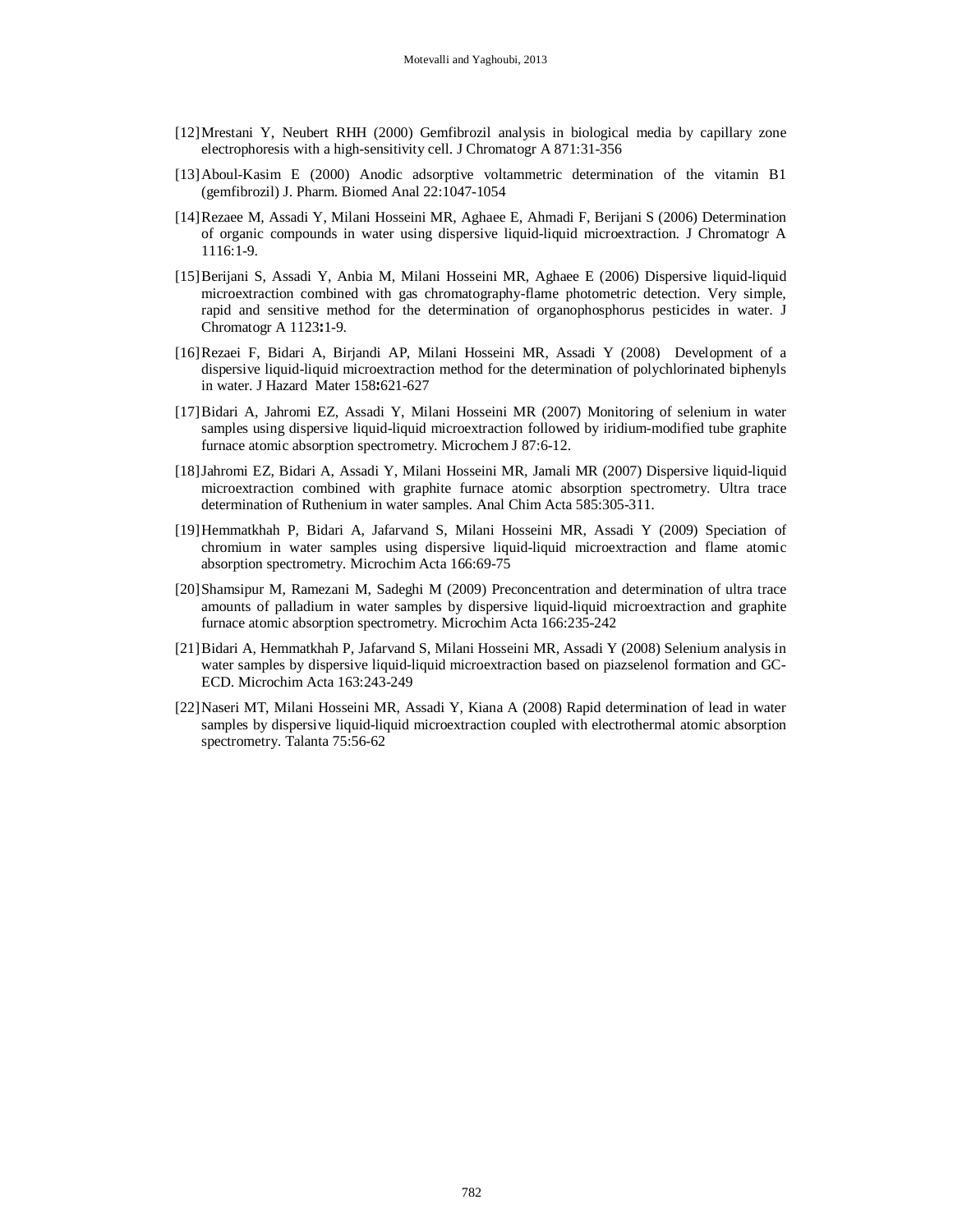[12] Mrestani Y, Neubert RHH (2000) Gemfibrozil analysis in biological media by capillary zone electrophoresis with a high-sensitivity cell. J Chromatogr A 871:31-356

[13] Aboul-Kasim E (2000) Anodic adsorptive voltammetric determination of the vitamin B1 (gemfibrozil) J. Pharm. Biomed Anal 22:1047-1054

[14] Rezaee M, Assadi Y, Milani Hosseini MR, Aghaee E, Ahmadi F, Berijani S (2006) Determination of organic compounds in water using dispersive liquid-liquid microextraction. J Chromatogr A 1116:1-9.

[15] Berijani S, Assadi Y, Anbia M, Milani Hosseini MR, Aghaee E (2006) Dispersive liquid-liquid microextraction combined with gas chromatography-flame photometric detection. Very simple, rapid and sensitive method for the determination of organophosphorus pesticides in water. J Chromatogr A 1123**:**1-9.

[16] Rezaei F, Bidari A, Birjandi AP, Milani Hosseini MR, Assadi Y (2008) Development of a dispersive liquid-liquid microextraction method for the determination of polychlorinated biphenyls in water. J Hazard Mater 158**:**621-627

[17] Bidari A, Jahromi EZ, Assadi Y, Milani Hosseini MR (2007) Monitoring of selenium in water samples using dispersive liquid-liquid microextraction followed by iridium-modified tube graphite furnace atomic absorption spectrometry. Microchem J 87:6-12.

[18] Jahromi EZ, Bidari A, Assadi Y, Milani Hosseini MR, Jamali MR (2007) Dispersive liquid-liquid microextraction combined with graphite furnace atomic absorption spectrometry. Ultra trace determination of Ruthenium in water samples. Anal Chim Acta 585:305-311.

[19] Hemmatkhah P, Bidari A, Jafarvand S, Milani Hosseini MR, Assadi Y (2009) Speciation of chromium in water samples using dispersive liquid-liquid microextraction and flame atomic absorption spectrometry. Microchim Acta 166:69-75

[20] Shamsipur M, Ramezani M, Sadeghi M (2009) Preconcentration and determination of ultra trace amounts of palladium in water samples by dispersive liquid-liquid microextraction and graphite furnace atomic absorption spectrometry. Microchim Acta 166:235-242

[21] Bidari A, Hemmatkhah P, Jafarvand S, Milani Hosseini MR, Assadi Y (2008) Selenium analysis in water samples by dispersive liquid-liquid microextraction based on piazselenol formation and GC-ECD. Microchim Acta 163:243-249

[22] Naseri MT, Milani Hosseini MR, Assadi Y, Kiana A (2008) Rapid determination of lead in water samples by dispersive liquid-liquid microextraction coupled with electrothermal atomic absorption spectrometry. Talanta 75:56-62